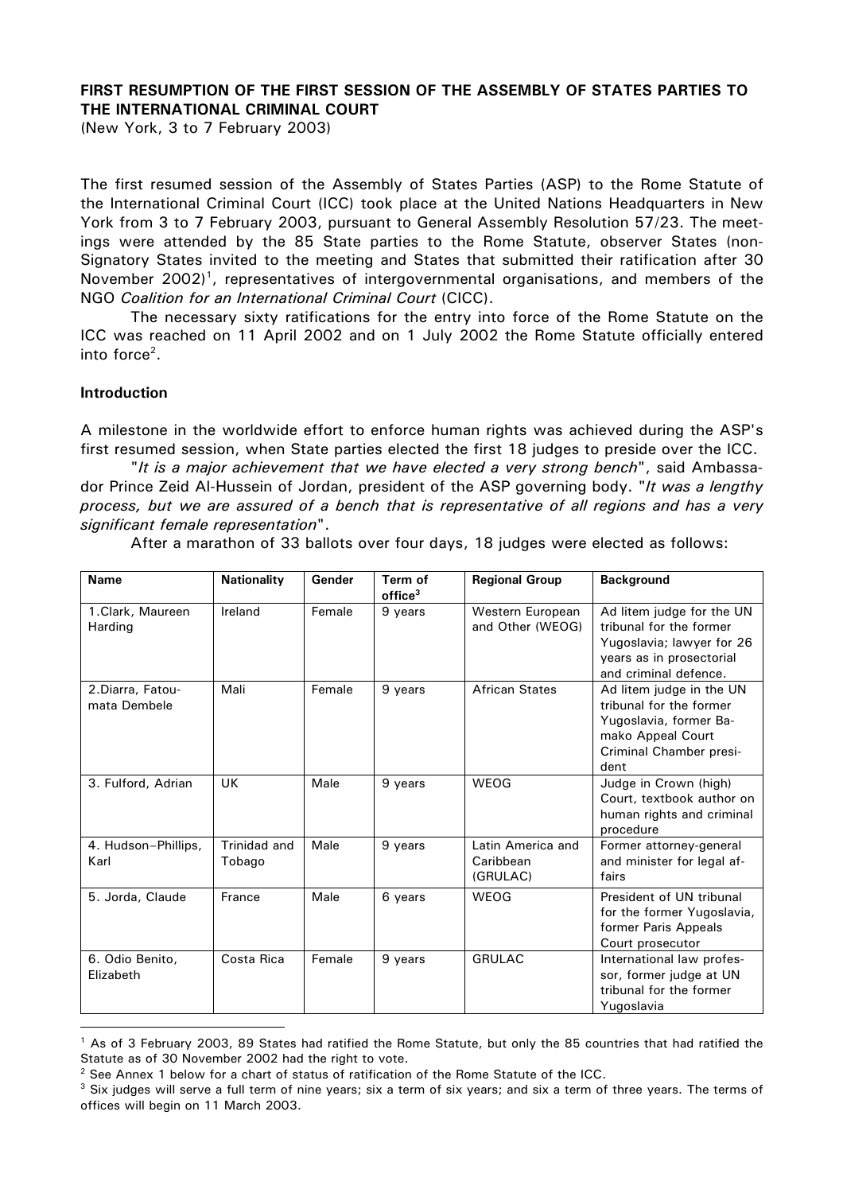**FIRST RESUMPTION OF THE FIRST SESSION OF THE ASSEMBLY OF STATES PARTIES TO THE INTERNATIONAL CRIMINAL COURT**
(New York, 3 to 7 February 2003)

The first resumed session of the Assembly of States Parties (ASP) to the Rome Statute of the International Criminal Court (ICC) took place at the United Nations Headquarters in New York from 3 to 7 February 2003, pursuant to General Assembly Resolution 57/23. The meetings were attended by the 85 State parties to the Rome Statute, observer States (non-Signatory States invited to the meeting and States that submitted their ratification after 30 November 2002)[1], representatives of intergovernmental organisations, and members of the NGO *Coalition for an International Criminal Court* (CICC).

The necessary sixty ratifications for the entry into force of the Rome Statute on the ICC was reached on 11 April 2002 and on 1 July 2002 the Rome Statute officially entered into force[2].

**Introduction**

A milestone in the worldwide effort to enforce human rights was achieved during the ASP's first resumed session, when State parties elected the first 18 judges to preside over the ICC.

"*It is a major achievement that we have elected a very strong bench*", said Ambassador Prince Zeid Al-Hussein of Jordan, president of the ASP governing body. "*It was a lengthy process, but we are assured of a bench that is representative of all regions and has a very significant female representation*".

After a marathon of 33 ballots over four days, 18 judges were elected as follows:

| Name | Nationality | Gender | Term of office[3] | Regional Group | Background |
|---|---|---|---|---|---|
| 1.Clark, Maureen Harding | Ireland | Female | 9 years | Western European and Other (WEOG) | Ad litem judge for the UN tribunal for the former Yugoslavia; lawyer for 26 years as in prosectorial and criminal defence. |
| 2.Diarra, Fatoumata Dembele | Mali | Female | 9 years | African States | Ad litem judge in the UN tribunal for the former Yugoslavia, former Bamako Appeal Court Criminal Chamber president |
| 3. Fulford, Adrian | UK | Male | 9 years | WEOG | Judge in Crown (high) Court, textbook author on human rights and criminal procedure |
| 4. Hudson–Phillips, Karl | Trinidad and Tobago | Male | 9 years | Latin America and Caribbean (GRULAC) | Former attorney-general and minister for legal affairs |
| 5. Jorda, Claude | France | Male | 6 years | WEOG | President of UN tribunal for the former Yugoslavia, former Paris Appeals Court prosecutor |
| 6. Odio Benito, Elizabeth | Costa Rica | Female | 9 years | GRULAC | International law professor, former judge at UN tribunal for the former Yugoslavia |

[1] As of 3 February 2003, 89 States had ratified the Rome Statute, but only the 85 countries that had ratified the Statute as of 30 November 2002 had the right to vote.

[2] See Annex 1 below for a chart of status of ratification of the Rome Statute of the ICC.

[3] Six judges will serve a full term of nine years; six a term of six years; and six a term of three years. The terms of offices will begin on 11 March 2003.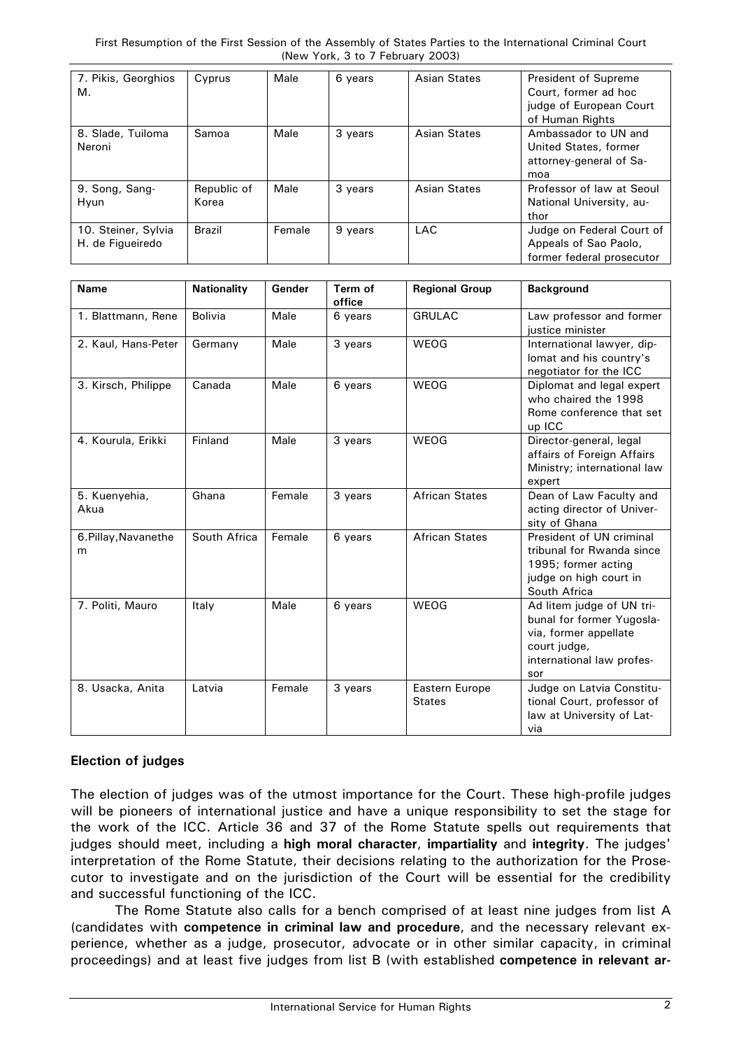| 7. Pikis, Georghios M. | Cyprus | Male | 6 years | Asian States | President of Supreme Court, former ad hoc judge of European Court of Human Rights |
|---|---|---|---|---|---|
| 8. Slade, Tuiloma Neroni | Samoa | Male | 3 years | Asian States | Ambassador to UN and United States, former attorney-general of Samoa |
| 9. Song, Sang-Hyun | Republic of Korea | Male | 3 years | Asian States | Professor of law at Seoul National University, author |
| 10. Steiner, Sylvia H. de Figueiredo | Brazil | Female | 9 years | LAC | Judge on Federal Court of Appeals of Sao Paolo, former federal prosecutor |

| Name | Nationality | Gender | Term of office | Regional Group | Background |
|---|---|---|---|---|---|
| 1. Blattmann, Rene | Bolivia | Male | 6 years | GRULAC | Law professor and former justice minister |
| 2. Kaul, Hans-Peter | Germany | Male | 3 years | WEOG | International lawyer, diplomat and his country's negotiator for the ICC |
| 3. Kirsch, Philippe | Canada | Male | 6 years | WEOG | Diplomat and legal expert who chaired the 1998 Rome conference that set up ICC |
| 4. Kourula, Erikki | Finland | Male | 3 years | WEOG | Director-general, legal affairs of Foreign Affairs Ministry; international law expert |
| 5. Kuenyehia, Akua | Ghana | Female | 3 years | African States | Dean of Law Faculty and acting director of University of Ghana |
| 6.Pillay,Navanethem | South Africa | Female | 6 years | African States | President of UN criminal tribunal for Rwanda since 1995; former acting judge on high court in South Africa |
| 7. Politi, Mauro | Italy | Male | 6 years | WEOG | Ad litem judge of UN tribunal for former Yugoslavia, former appellate court judge, international law professor |
| 8. Usacka, Anita | Latvia | Female | 3 years | Eastern Europe States | Judge on Latvia Constitutional Court, professor of law at University of Latvia |

### Election of judges

The election of judges was of the utmost importance for the Court. These high-profile judges will be pioneers of international justice and have a unique responsibility to set the stage for the work of the ICC. Article 36 and 37 of the Rome Statute spells out requirements that judges should meet, including a **high moral character**, **impartiality** and **integrity**. The judges' interpretation of the Rome Statute, their decisions relating to the authorization for the Prosecutor to investigate and on the jurisdiction of the Court will be essential for the credibility and successful functioning of the ICC.

The Rome Statute also calls for a bench comprised of at least nine judges from list A (candidates with **competence in criminal law and procedure**, and the necessary relevant experience, whether as a judge, prosecutor, advocate or in other similar capacity, in criminal proceedings) and at least five judges from list B (with established **competence in relevant ar-**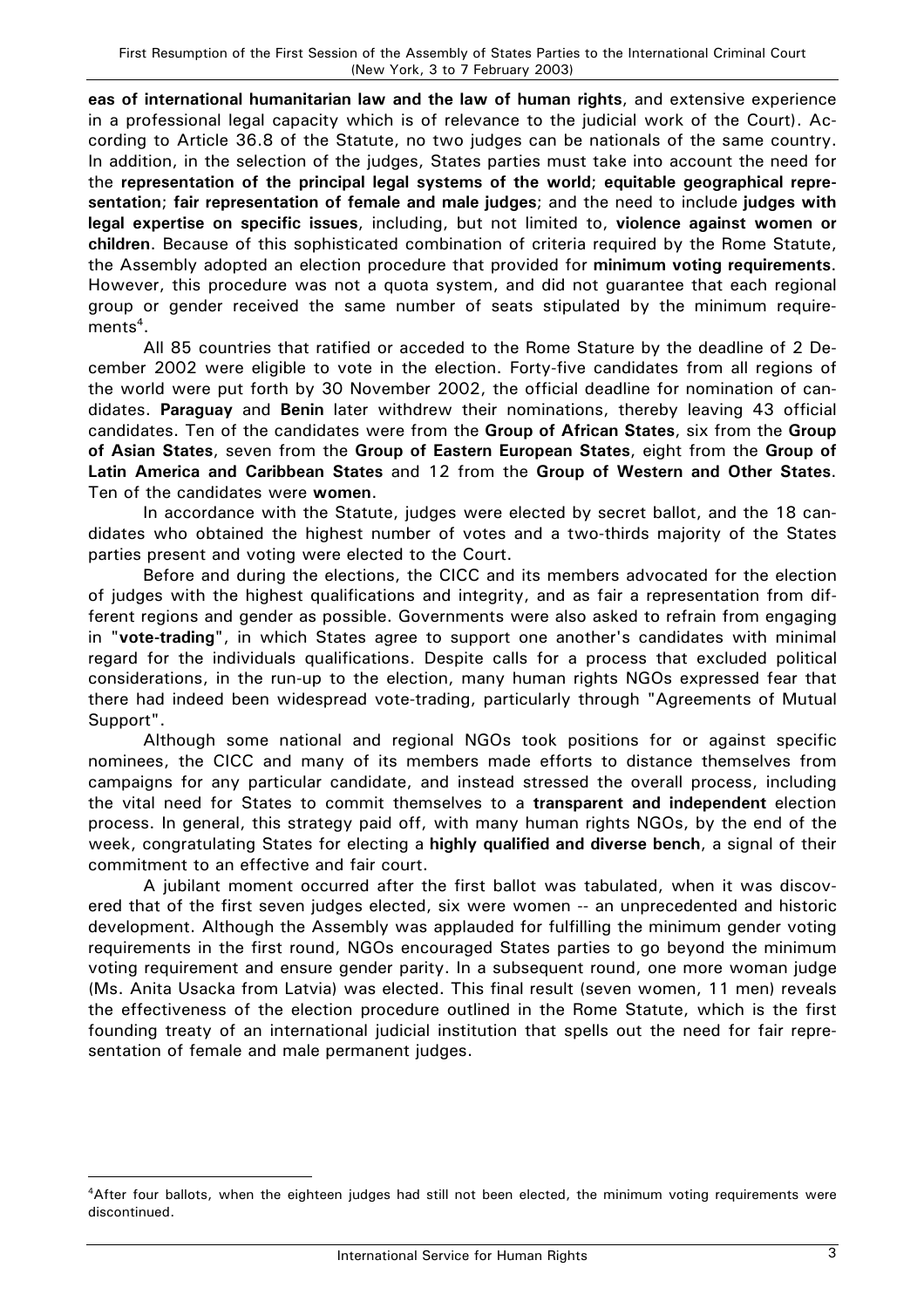**eas of international humanitarian law and the law of human rights**, and extensive experience in a professional legal capacity which is of relevance to the judicial work of the Court). According to Article 36.8 of the Statute, no two judges can be nationals of the same country. In addition, in the selection of the judges, States parties must take into account the need for the **representation of the principal legal systems of the world**; **equitable geographical representation**; **fair representation of female and male judges**; and the need to include **judges with legal expertise on specific issues**, including, but not limited to, **violence against women or children**. Because of this sophisticated combination of criteria required by the Rome Statute, the Assembly adopted an election procedure that provided for **minimum voting requirements**. However, this procedure was not a quota system, and did not guarantee that each regional group or gender received the same number of seats stipulated by the minimum requirements[4].

All 85 countries that ratified or acceded to the Rome Stature by the deadline of 2 December 2002 were eligible to vote in the election. Forty-five candidates from all regions of the world were put forth by 30 November 2002, the official deadline for nomination of candidates. **Paraguay** and **Benin** later withdrew their nominations, thereby leaving 43 official candidates. Ten of the candidates were from the **Group of African States**, six from the **Group of Asian States**, seven from the **Group of Eastern European States**, eight from the **Group of Latin America and Caribbean States** and 12 from the **Group of Western and Other States**. Ten of the candidates were **women**.

In accordance with the Statute, judges were elected by secret ballot, and the 18 candidates who obtained the highest number of votes and a two-thirds majority of the States parties present and voting were elected to the Court.

Before and during the elections, the CICC and its members advocated for the election of judges with the highest qualifications and integrity, and as fair a representation from different regions and gender as possible. Governments were also asked to refrain from engaging in "**vote-trading**", in which States agree to support one another's candidates with minimal regard for the individuals qualifications. Despite calls for a process that excluded political considerations, in the run-up to the election, many human rights NGOs expressed fear that there had indeed been widespread vote-trading, particularly through "Agreements of Mutual Support".

Although some national and regional NGOs took positions for or against specific nominees, the CICC and many of its members made efforts to distance themselves from campaigns for any particular candidate, and instead stressed the overall process, including the vital need for States to commit themselves to a **transparent and independent** election process. In general, this strategy paid off, with many human rights NGOs, by the end of the week, congratulating States for electing a **highly qualified and diverse bench**, a signal of their commitment to an effective and fair court.

A jubilant moment occurred after the first ballot was tabulated, when it was discovered that of the first seven judges elected, six were women -- an unprecedented and historic development. Although the Assembly was applauded for fulfilling the minimum gender voting requirements in the first round, NGOs encouraged States parties to go beyond the minimum voting requirement and ensure gender parity. In a subsequent round, one more woman judge (Ms. Anita Usacka from Latvia) was elected. This final result (seven women, 11 men) reveals the effectiveness of the election procedure outlined in the Rome Statute, which is the first founding treaty of an international judicial institution that spells out the need for fair representation of female and male permanent judges.

---

[4] After four ballots, when the eighteen judges had still not been elected, the minimum voting requirements were discontinued.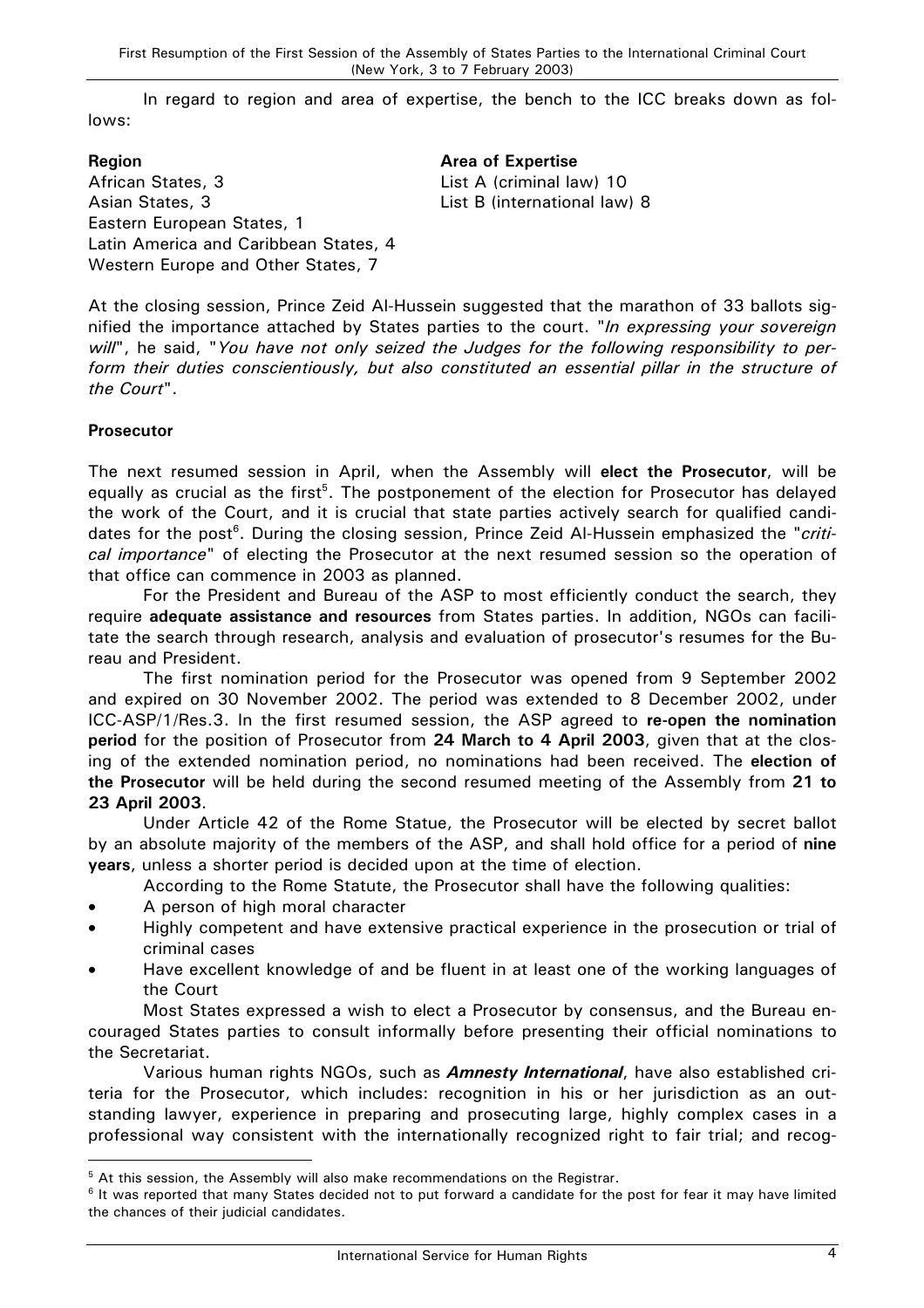In regard to region and area of expertise, the bench to the ICC breaks down as follows:

| Region | Area of Expertise |
| --- | --- |
| African States, 3 | List A (criminal law) 10 |
| Asian States, 3 | List B (international law) 8 |
| Eastern European States, 1 | |
| Latin America and Caribbean States, 4 | |
| Western Europe and Other States, 7 | |

At the closing session, Prince Zeid Al-Hussein suggested that the marathon of 33 ballots signified the importance attached by States parties to the court. "*In expressing your sovereign will*", he said, "*You have not only seized the Judges for the following responsibility to perform their duties conscientiously, but also constituted an essential pillar in the structure of the Court*".

**Prosecutor**

The next resumed session in April, when the Assembly will **elect the Prosecutor**, will be equally as crucial as the first[5]. The postponement of the election for Prosecutor has delayed the work of the Court, and it is crucial that state parties actively search for qualified candidates for the post[6]. During the closing session, Prince Zeid Al-Hussein emphasized the "*critical importance*" of electing the Prosecutor at the next resumed session so the operation of that office can commence in 2003 as planned.

For the President and Bureau of the ASP to most efficiently conduct the search, they require **adequate assistance and resources** from States parties. In addition, NGOs can facilitate the search through research, analysis and evaluation of prosecutor's resumes for the Bureau and President.

The first nomination period for the Prosecutor was opened from 9 September 2002 and expired on 30 November 2002. The period was extended to 8 December 2002, under ICC-ASP/1/Res.3. In the first resumed session, the ASP agreed to **re-open the nomination period** for the position of Prosecutor from **24 March to 4 April 2003**, given that at the closing of the extended nomination period, no nominations had been received. The **election of the Prosecutor** will be held during the second resumed meeting of the Assembly from **21 to 23 April 2003**.

Under Article 42 of the Rome Statue, the Prosecutor will be elected by secret ballot by an absolute majority of the members of the ASP, and shall hold office for a period of **nine years**, unless a shorter period is decided upon at the time of election.

According to the Rome Statute, the Prosecutor shall have the following qualities:

- A person of high moral character
- Highly competent and have extensive practical experience in the prosecution or trial of criminal cases
- Have excellent knowledge of and be fluent in at least one of the working languages of the Court

Most States expressed a wish to elect a Prosecutor by consensus, and the Bureau encouraged States parties to consult informally before presenting their official nominations to the Secretariat.

Various human rights NGOs, such as ***Amnesty International***, have also established criteria for the Prosecutor, which includes: recognition in his or her jurisdiction as an outstanding lawyer, experience in preparing and prosecuting large, highly complex cases in a professional way consistent with the internationally recognized right to fair trial; and recog-

---

[5] At this session, the Assembly will also make recommendations on the Registrar.

[6] It was reported that many States decided not to put forward a candidate for the post for fear it may have limited the chances of their judicial candidates.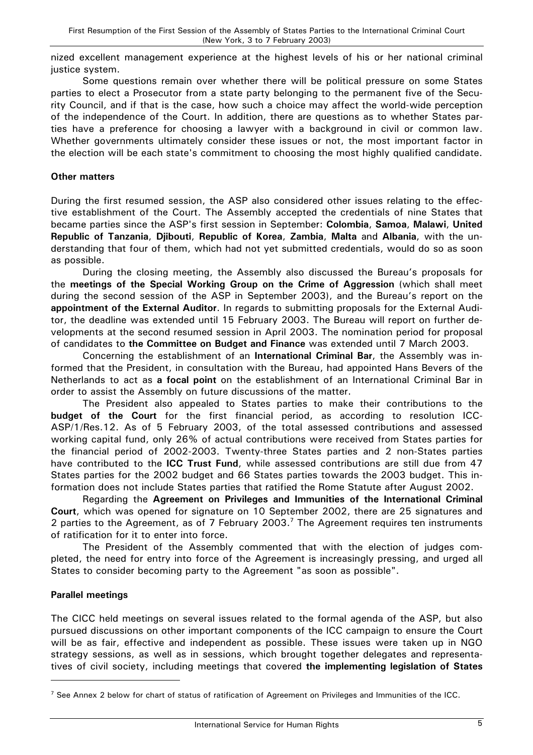nized excellent management experience at the highest levels of his or her national criminal justice system.

Some questions remain over whether there will be political pressure on some States parties to elect a Prosecutor from a state party belonging to the permanent five of the Security Council, and if that is the case, how such a choice may affect the world-wide perception of the independence of the Court. In addition, there are questions as to whether States parties have a preference for choosing a lawyer with a background in civil or common law. Whether governments ultimately consider these issues or not, the most important factor in the election will be each state's commitment to choosing the most highly qualified candidate.

**Other matters**

During the first resumed session, the ASP also considered other issues relating to the effective establishment of the Court. The Assembly accepted the credentials of nine States that became parties since the ASP's first session in September: **Colombia**, **Samoa**, **Malawi**, **United Republic of Tanzania**, **Djibouti**, **Republic of Korea**, **Zambia**, **Malta** and **Albania**, with the understanding that four of them, which had not yet submitted credentials, would do so as soon as possible.

During the closing meeting, the Assembly also discussed the Bureau's proposals for the **meetings of the Special Working Group on the Crime of Aggression** (which shall meet during the second session of the ASP in September 2003), and the Bureau's report on the **appointment of the External Auditor**. In regards to submitting proposals for the External Auditor, the deadline was extended until 15 February 2003. The Bureau will report on further developments at the second resumed session in April 2003. The nomination period for proposal of candidates to **the Committee on Budget and Finance** was extended until 7 March 2003.

Concerning the establishment of an **International Criminal Bar**, the Assembly was informed that the President, in consultation with the Bureau, had appointed Hans Bevers of the Netherlands to act as **a focal point** on the establishment of an International Criminal Bar in order to assist the Assembly on future discussions of the matter.

The President also appealed to States parties to make their contributions to the **budget of the Court** for the first financial period, as according to resolution ICC-ASP/1/Res.12. As of 5 February 2003, of the total assessed contributions and assessed working capital fund, only 26% of actual contributions were received from States parties for the financial period of 2002-2003. Twenty-three States parties and 2 non-States parties have contributed to the **ICC Trust Fund**, while assessed contributions are still due from 47 States parties for the 2002 budget and 66 States parties towards the 2003 budget. This information does not include States parties that ratified the Rome Statute after August 2002.

Regarding the **Agreement on Privileges and Immunities of the International Criminal Court**, which was opened for signature on 10 September 2002, there are 25 signatures and 2 parties to the Agreement, as of 7 February 2003.[7] The Agreement requires ten instruments of ratification for it to enter into force.

The President of the Assembly commented that with the election of judges completed, the need for entry into force of the Agreement is increasingly pressing, and urged all States to consider becoming party to the Agreement "as soon as possible".

**Parallel meetings**

The CICC held meetings on several issues related to the formal agenda of the ASP, but also pursued discussions on other important components of the ICC campaign to ensure the Court will be as fair, effective and independent as possible. These issues were taken up in NGO strategy sessions, as well as in sessions, which brought together delegates and representatives of civil society, including meetings that covered **the implementing legislation of States**

[7] See Annex 2 below for chart of status of ratification of Agreement on Privileges and Immunities of the ICC.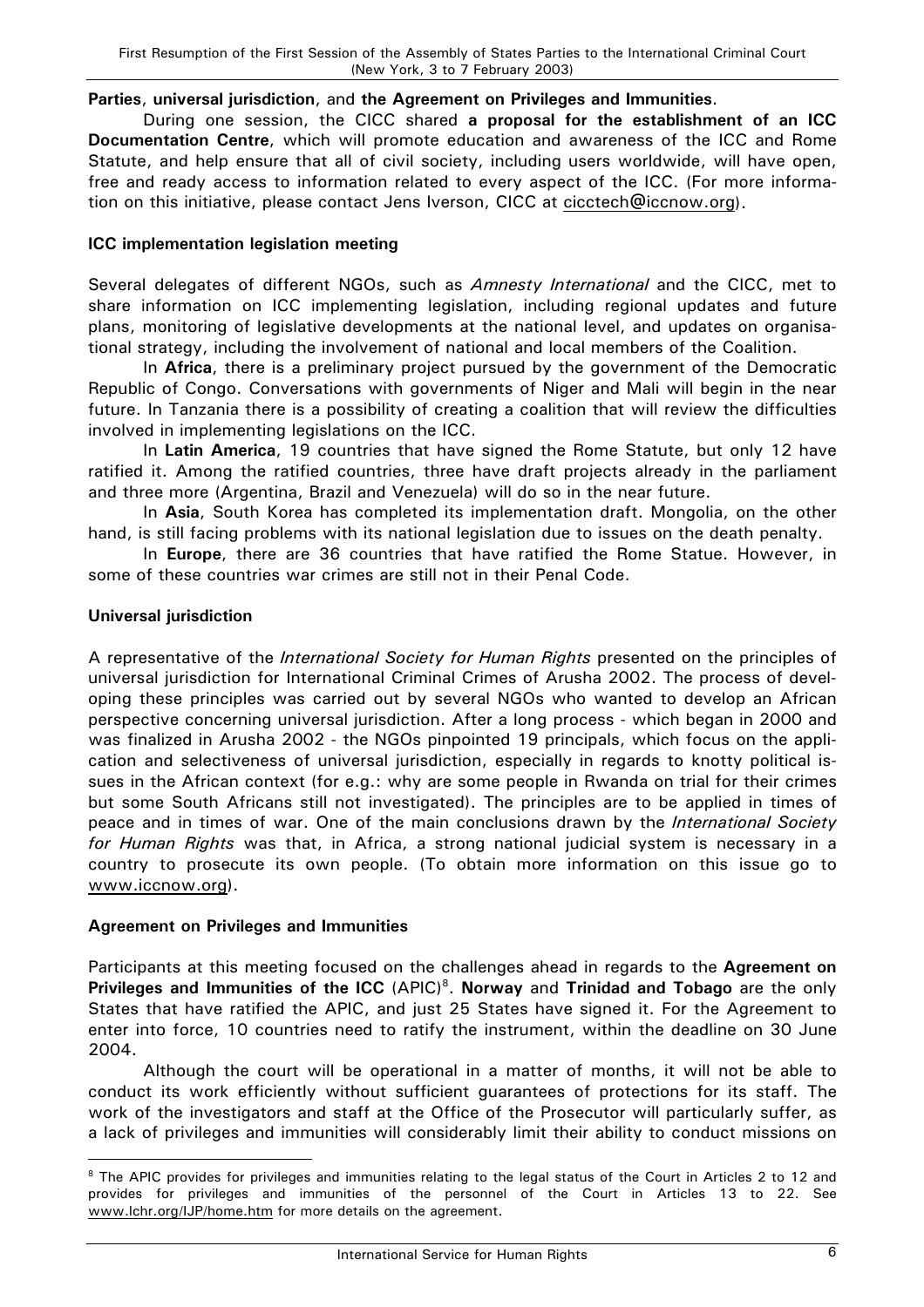**Parties**, **universal jurisdiction**, and **the Agreement on Privileges and Immunities**.

During one session, the CICC shared **a proposal for the establishment of an ICC Documentation Centre**, which will promote education and awareness of the ICC and Rome Statute, and help ensure that all of civil society, including users worldwide, will have open, free and ready access to information related to every aspect of the ICC. (For more information on this initiative, please contact Jens Iverson, CICC at cicctech@iccnow.org).

**ICC implementation legislation meeting**

Several delegates of different NGOs, such as *Amnesty International* and the CICC, met to share information on ICC implementing legislation, including regional updates and future plans, monitoring of legislative developments at the national level, and updates on organisational strategy, including the involvement of national and local members of the Coalition.

In **Africa**, there is a preliminary project pursued by the government of the Democratic Republic of Congo. Conversations with governments of Niger and Mali will begin in the near future. In Tanzania there is a possibility of creating a coalition that will review the difficulties involved in implementing legislations on the ICC.

In **Latin America**, 19 countries that have signed the Rome Statute, but only 12 have ratified it. Among the ratified countries, three have draft projects already in the parliament and three more (Argentina, Brazil and Venezuela) will do so in the near future.

In **Asia**, South Korea has completed its implementation draft. Mongolia, on the other hand, is still facing problems with its national legislation due to issues on the death penalty.

In **Europe**, there are 36 countries that have ratified the Rome Statue. However, in some of these countries war crimes are still not in their Penal Code.

**Universal jurisdiction**

A representative of the *International Society for Human Rights* presented on the principles of universal jurisdiction for International Criminal Crimes of Arusha 2002. The process of developing these principles was carried out by several NGOs who wanted to develop an African perspective concerning universal jurisdiction. After a long process - which began in 2000 and was finalized in Arusha 2002 - the NGOs pinpointed 19 principals, which focus on the application and selectiveness of universal jurisdiction, especially in regards to knotty political issues in the African context (for e.g.: why are some people in Rwanda on trial for their crimes but some South Africans still not investigated). The principles are to be applied in times of peace and in times of war. One of the main conclusions drawn by the *International Society for Human Rights* was that, in Africa, a strong national judicial system is necessary in a country to prosecute its own people. (To obtain more information on this issue go to www.iccnow.org).

**Agreement on Privileges and Immunities**

Participants at this meeting focused on the challenges ahead in regards to the **Agreement on Privileges and Immunities of the ICC** (APIC)[8]. **Norway** and **Trinidad and Tobago** are the only States that have ratified the APIC, and just 25 States have signed it. For the Agreement to enter into force, 10 countries need to ratify the instrument, within the deadline on 30 June 2004.

Although the court will be operational in a matter of months, it will not be able to conduct its work efficiently without sufficient guarantees of protections for its staff. The work of the investigators and staff at the Office of the Prosecutor will particularly suffer, as a lack of privileges and immunities will considerably limit their ability to conduct missions on

[8] The APIC provides for privileges and immunities relating to the legal status of the Court in Articles 2 to 12 and provides for privileges and immunities of the personnel of the Court in Articles 13 to 22. See www.lchr.org/IJP/home.htm for more details on the agreement.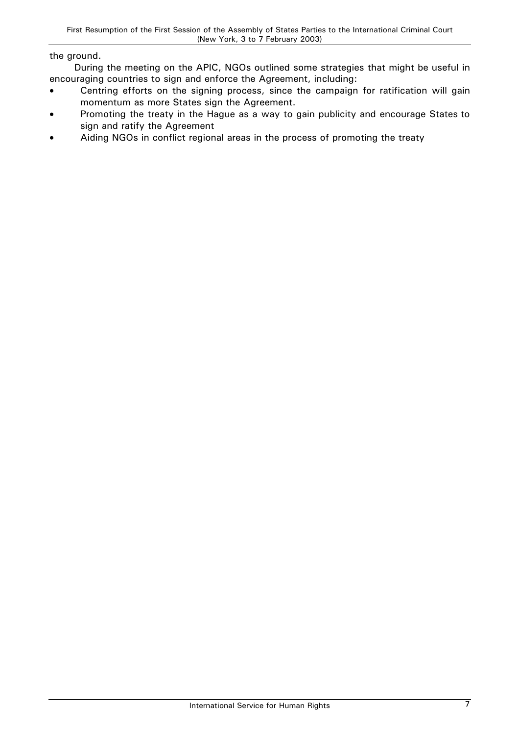the ground.

During the meeting on the APIC, NGOs outlined some strategies that might be useful in encouraging countries to sign and enforce the Agreement, including:

- Centring efforts on the signing process, since the campaign for ratification will gain momentum as more States sign the Agreement.
- Promoting the treaty in the Hague as a way to gain publicity and encourage States to sign and ratify the Agreement
- Aiding NGOs in conflict regional areas in the process of promoting the treaty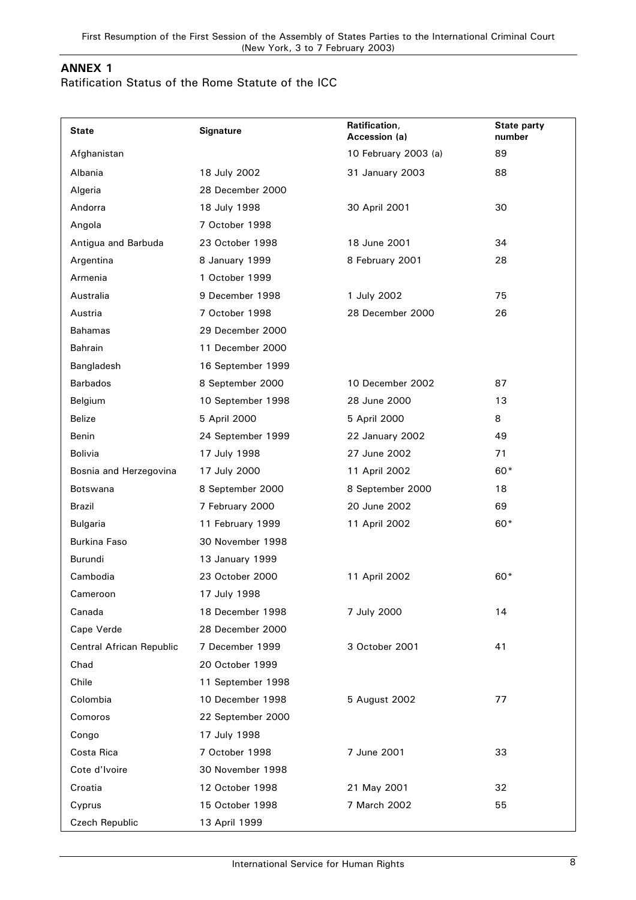## ANNEX 1

Ratification Status of the Rome Statute of the ICC

| State | Signature | Ratification, Accession (a) | State party number |
|---|---|---|---|
| Afghanistan | | 10 February 2003 (a) | 89 |
| Albania | 18 July 2002 | 31 January 2003 | 88 |
| Algeria | 28 December 2000 | | |
| Andorra | 18 July 1998 | 30 April 2001 | 30 |
| Angola | 7 October 1998 | | |
| Antigua and Barbuda | 23 October 1998 | 18 June 2001 | 34 |
| Argentina | 8 January 1999 | 8 February 2001 | 28 |
| Armenia | 1 October 1999 | | |
| Australia | 9 December 1998 | 1 July 2002 | 75 |
| Austria | 7 October 1998 | 28 December 2000 | 26 |
| Bahamas | 29 December 2000 | | |
| Bahrain | 11 December 2000 | | |
| Bangladesh | 16 September 1999 | | |
| Barbados | 8 September 2000 | 10 December 2002 | 87 |
| Belgium | 10 September 1998 | 28 June 2000 | 13 |
| Belize | 5 April 2000 | 5 April 2000 | 8 |
| Benin | 24 September 1999 | 22 January 2002 | 49 |
| Bolivia | 17 July 1998 | 27 June 2002 | 71 |
| Bosnia and Herzegovina | 17 July 2000 | 11 April 2002 | 60* |
| Botswana | 8 September 2000 | 8 September 2000 | 18 |
| Brazil | 7 February 2000 | 20 June 2002 | 69 |
| Bulgaria | 11 February 1999 | 11 April 2002 | 60* |
| Burkina Faso | 30 November 1998 | | |
| Burundi | 13 January 1999 | | |
| Cambodia | 23 October 2000 | 11 April 2002 | 60* |
| Cameroon | 17 July 1998 | | |
| Canada | 18 December 1998 | 7 July 2000 | 14 |
| Cape Verde | 28 December 2000 | | |
| Central African Republic | 7 December 1999 | 3 October 2001 | 41 |
| Chad | 20 October 1999 | | |
| Chile | 11 September 1998 | | |
| Colombia | 10 December 1998 | 5 August 2002 | 77 |
| Comoros | 22 September 2000 | | |
| Congo | 17 July 1998 | | |
| Costa Rica | 7 October 1998 | 7 June 2001 | 33 |
| Cote d'Ivoire | 30 November 1998 | | |
| Croatia | 12 October 1998 | 21 May 2001 | 32 |
| Cyprus | 15 October 1998 | 7 March 2002 | 55 |
| Czech Republic | 13 April 1999 | | |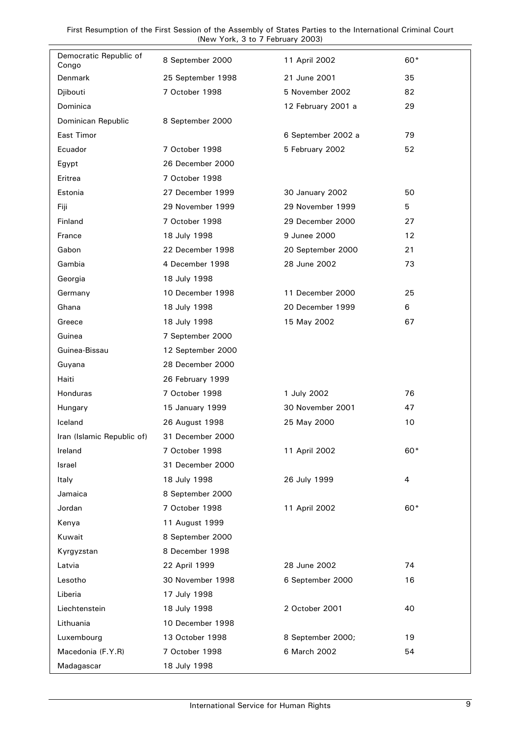| | | | |
|---|---|---|---|
| Democratic Republic of Congo | 8 September 2000 | 11 April 2002 | 60* |
| Denmark | 25 September 1998 | 21 June 2001 | 35 |
| Djibouti | 7 October 1998 | 5 November 2002 | 82 |
| Dominica | | 12 February 2001 a | 29 |
| Dominican Republic | 8 September 2000 | | |
| East Timor | | 6 September 2002 a | 79 |
| Ecuador | 7 October 1998 | 5 February 2002 | 52 |
| Egypt | 26 December 2000 | | |
| Eritrea | 7 October 1998 | | |
| Estonia | 27 December 1999 | 30 January 2002 | 50 |
| Fiji | 29 November 1999 | 29 November 1999 | 5 |
| Finland | 7 October 1998 | 29 December 2000 | 27 |
| France | 18 July 1998 | 9 Junee 2000 | 12 |
| Gabon | 22 December 1998 | 20 September 2000 | 21 |
| Gambia | 4 December 1998 | 28 June 2002 | 73 |
| Georgia | 18 July 1998 | | |
| Germany | 10 December 1998 | 11 December 2000 | 25 |
| Ghana | 18 July 1998 | 20 December 1999 | 6 |
| Greece | 18 July 1998 | 15 May 2002 | 67 |
| Guinea | 7 September 2000 | | |
| Guinea-Bissau | 12 September 2000 | | |
| Guyana | 28 December 2000 | | |
| Haiti | 26 February 1999 | | |
| Honduras | 7 October 1998 | 1 July 2002 | 76 |
| Hungary | 15 January 1999 | 30 November 2001 | 47 |
| Iceland | 26 August 1998 | 25 May 2000 | 10 |
| Iran (Islamic Republic of) | 31 December 2000 | | |
| Ireland | 7 October 1998 | 11 April 2002 | 60* |
| Israel | 31 December 2000 | | |
| Italy | 18 July 1998 | 26 July 1999 | 4 |
| Jamaica | 8 September 2000 | | |
| Jordan | 7 October 1998 | 11 April 2002 | 60* |
| Kenya | 11 August 1999 | | |
| Kuwait | 8 September 2000 | | |
| Kyrgyzstan | 8 December 1998 | | |
| Latvia | 22 April 1999 | 28 June 2002 | 74 |
| Lesotho | 30 November 1998 | 6 September 2000 | 16 |
| Liberia | 17 July 1998 | | |
| Liechtenstein | 18 July 1998 | 2 October 2001 | 40 |
| Lithuania | 10 December 1998 | | |
| Luxembourg | 13 October 1998 | 8 September 2000; | 19 |
| Macedonia (F.Y.R) | 7 October 1998 | 6 March 2002 | 54 |
| Madagascar | 18 July 1998 | | |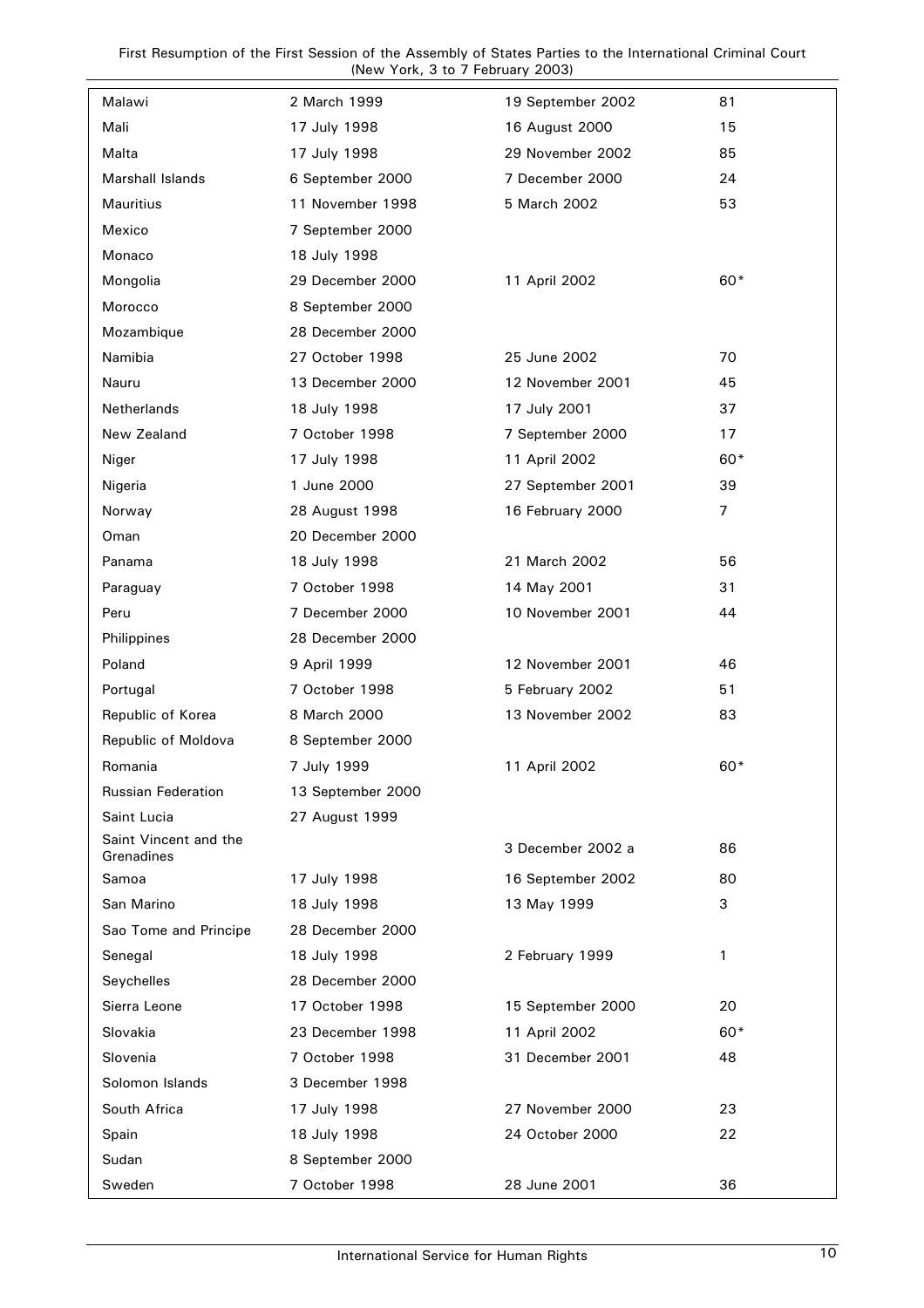| | | | |
|---|---|---|---|
| Malawi | 2 March 1999 | 19 September 2002 | 81 |
| Mali | 17 July 1998 | 16 August 2000 | 15 |
| Malta | 17 July 1998 | 29 November 2002 | 85 |
| Marshall Islands | 6 September 2000 | 7 December 2000 | 24 |
| Mauritius | 11 November 1998 | 5 March 2002 | 53 |
| Mexico | 7 September 2000 | | |
| Monaco | 18 July 1998 | | |
| Mongolia | 29 December 2000 | 11 April 2002 | 60* |
| Morocco | 8 September 2000 | | |
| Mozambique | 28 December 2000 | | |
| Namibia | 27 October 1998 | 25 June 2002 | 70 |
| Nauru | 13 December 2000 | 12 November 2001 | 45 |
| Netherlands | 18 July 1998 | 17 July 2001 | 37 |
| New Zealand | 7 October 1998 | 7 September 2000 | 17 |
| Niger | 17 July 1998 | 11 April 2002 | 60* |
| Nigeria | 1 June 2000 | 27 September 2001 | 39 |
| Norway | 28 August 1998 | 16 February 2000 | 7 |
| Oman | 20 December 2000 | | |
| Panama | 18 July 1998 | 21 March 2002 | 56 |
| Paraguay | 7 October 1998 | 14 May 2001 | 31 |
| Peru | 7 December 2000 | 10 November 2001 | 44 |
| Philippines | 28 December 2000 | | |
| Poland | 9 April 1999 | 12 November 2001 | 46 |
| Portugal | 7 October 1998 | 5 February 2002 | 51 |
| Republic of Korea | 8 March 2000 | 13 November 2002 | 83 |
| Republic of Moldova | 8 September 2000 | | |
| Romania | 7 July 1999 | 11 April 2002 | 60* |
| Russian Federation | 13 September 2000 | | |
| Saint Lucia | 27 August 1999 | | |
| Saint Vincent and the Grenadines | | 3 December 2002 a | 86 |
| Samoa | 17 July 1998 | 16 September 2002 | 80 |
| San Marino | 18 July 1998 | 13 May 1999 | 3 |
| Sao Tome and Principe | 28 December 2000 | | |
| Senegal | 18 July 1998 | 2 February 1999 | 1 |
| Seychelles | 28 December 2000 | | |
| Sierra Leone | 17 October 1998 | 15 September 2000 | 20 |
| Slovakia | 23 December 1998 | 11 April 2002 | 60* |
| Slovenia | 7 October 1998 | 31 December 2001 | 48 |
| Solomon Islands | 3 December 1998 | | |
| South Africa | 17 July 1998 | 27 November 2000 | 23 |
| Spain | 18 July 1998 | 24 October 2000 | 22 |
| Sudan | 8 September 2000 | | |
| Sweden | 7 October 1998 | 28 June 2001 | 36 |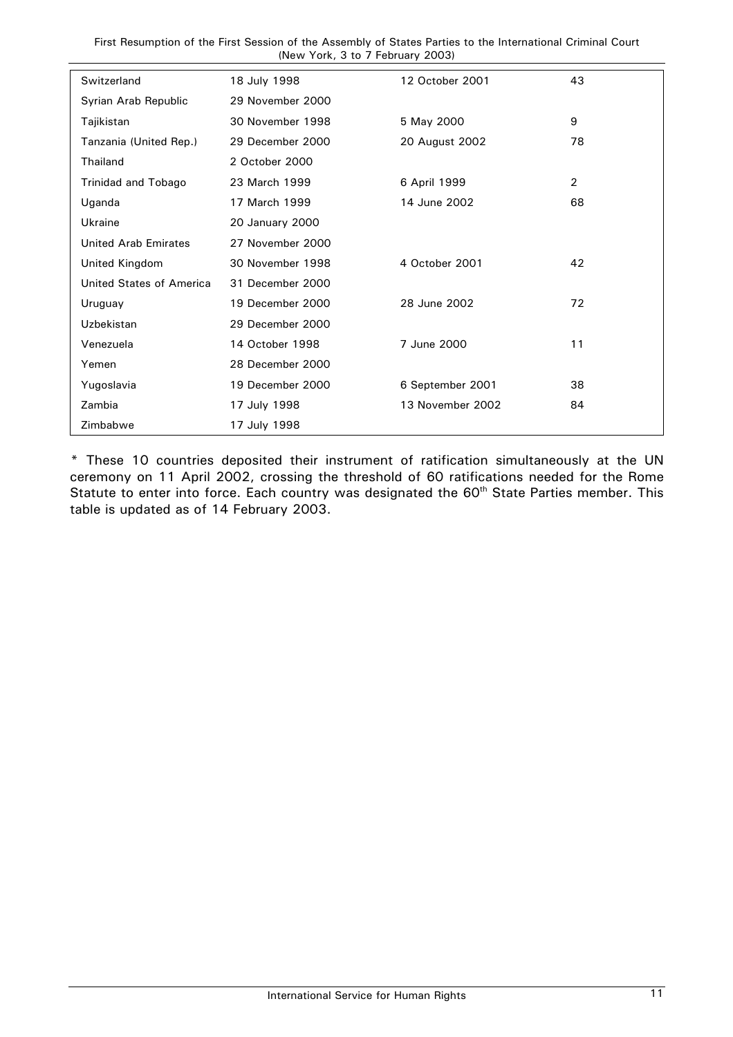| | | | |
|---|---|---|---|
| Switzerland | 18 July 1998 | 12 October 2001 | 43 |
| Syrian Arab Republic | 29 November 2000 | | |
| Tajikistan | 30 November 1998 | 5 May 2000 | 9 |
| Tanzania (United Rep.) | 29 December 2000 | 20 August 2002 | 78 |
| Thailand | 2 October 2000 | | |
| Trinidad and Tobago | 23 March 1999 | 6 April 1999 | 2 |
| Uganda | 17 March 1999 | 14 June 2002 | 68 |
| Ukraine | 20 January 2000 | | |
| United Arab Emirates | 27 November 2000 | | |
| United Kingdom | 30 November 1998 | 4 October 2001 | 42 |
| United States of America | 31 December 2000 | | |
| Uruguay | 19 December 2000 | 28 June 2002 | 72 |
| Uzbekistan | 29 December 2000 | | |
| Venezuela | 14 October 1998 | 7 June 2000 | 11 |
| Yemen | 28 December 2000 | | |
| Yugoslavia | 19 December 2000 | 6 September 2001 | 38 |
| Zambia | 17 July 1998 | 13 November 2002 | 84 |
| Zimbabwe | 17 July 1998 | | |

* These 10 countries deposited their instrument of ratification simultaneously at the UN ceremony on 11 April 2002, crossing the threshold of 60 ratifications needed for the Rome Statute to enter into force. Each country was designated the 60th State Parties member. This table is updated as of 14 February 2003.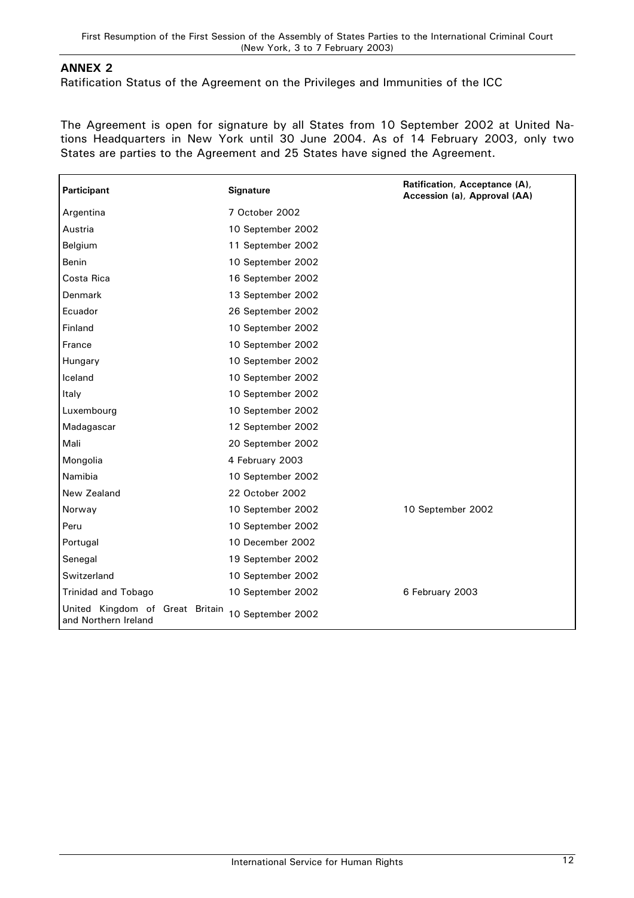## ANNEX 2

Ratification Status of the Agreement on the Privileges and Immunities of the ICC

The Agreement is open for signature by all States from 10 September 2002 at United Nations Headquarters in New York until 30 June 2004. As of 14 February 2003, only two States are parties to the Agreement and 25 States have signed the Agreement.

| Participant | Signature | Ratification, Acceptance (A), Accession (a), Approval (AA) |
|---|---|---|
| Argentina | 7 October 2002 | |
| Austria | 10 September 2002 | |
| Belgium | 11 September 2002 | |
| Benin | 10 September 2002 | |
| Costa Rica | 16 September 2002 | |
| Denmark | 13 September 2002 | |
| Ecuador | 26 September 2002 | |
| Finland | 10 September 2002 | |
| France | 10 September 2002 | |
| Hungary | 10 September 2002 | |
| Iceland | 10 September 2002 | |
| Italy | 10 September 2002 | |
| Luxembourg | 10 September 2002 | |
| Madagascar | 12 September 2002 | |
| Mali | 20 September 2002 | |
| Mongolia | 4 February 2003 | |
| Namibia | 10 September 2002 | |
| New Zealand | 22 October 2002 | |
| Norway | 10 September 2002 | 10 September 2002 |
| Peru | 10 September 2002 | |
| Portugal | 10 December 2002 | |
| Senegal | 19 September 2002 | |
| Switzerland | 10 September 2002 | |
| Trinidad and Tobago | 10 September 2002 | 6 February 2003 |
| United Kingdom of Great Britain and Northern Ireland | 10 September 2002 | |